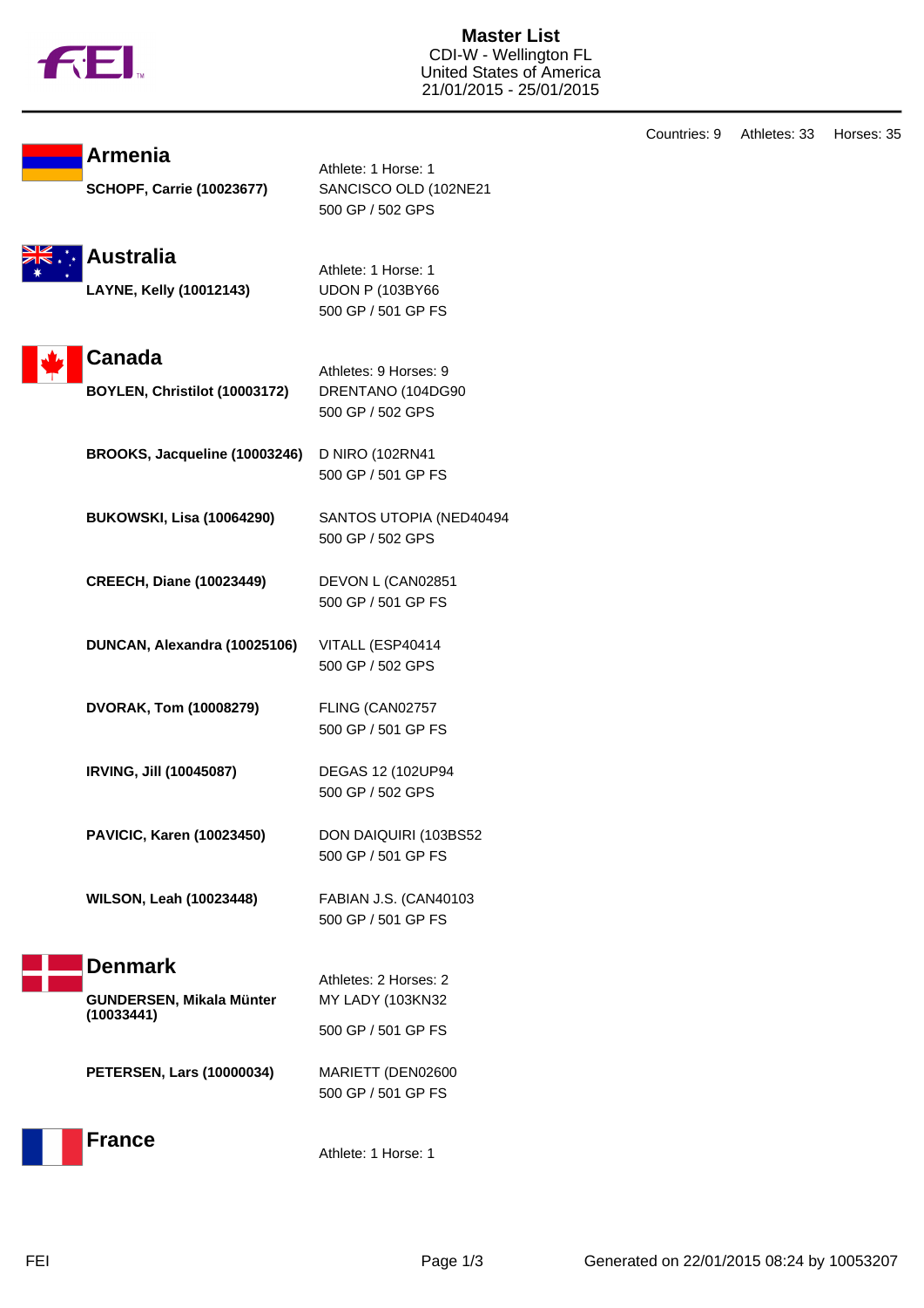# Master List

CDI-W - Wellington FL
United States of America
21/01/2015 - 25/01/2015

Countries: 9    Athletes: 33    Horses: 35

## Armenia

Athlete: 1 Horse: 1

**SCHOPF, Carrie (10023677)**
SANCISCO OLD (102NE21
500 GP / 502 GPS

## Australia

Athlete: 1 Horse: 1

**LAYNE, Kelly (10012143)**
UDON P (103BY66
500 GP / 501 GP FS

## Canada

Athletes: 9 Horses: 9

**BOYLEN, Christilot (10003172)**
DRENTANO (104DG90
500 GP / 502 GPS

**BROOKS, Jacqueline (10003246)**
D NIRO (102RN41
500 GP / 501 GP FS

**BUKOWSKI, Lisa (10064290)**
SANTOS UTOPIA (NED40494
500 GP / 502 GPS

**CREECH, Diane (10023449)**
DEVON L (CAN02851
500 GP / 501 GP FS

**DUNCAN, Alexandra (10025106)**
VITALL (ESP40414
500 GP / 502 GPS

**DVORAK, Tom (10008279)**
FLING (CAN02757
500 GP / 501 GP FS

**IRVING, Jill (10045087)**
DEGAS 12 (102UP94
500 GP / 502 GPS

**PAVICIC, Karen (10023450)**
DON DAIQUIRI (103BS52
500 GP / 501 GP FS

**WILSON, Leah (10023448)**
FABIAN J.S. (CAN40103
500 GP / 501 GP FS

## Denmark

Athletes: 2 Horses: 2

**GUNDERSEN, Mikala Münter (10033441)**
MY LADY (103KN32
500 GP / 501 GP FS

**PETERSEN, Lars (10000034)**
MARIETT (DEN02600
500 GP / 501 GP FS

## France

Athlete: 1 Horse: 1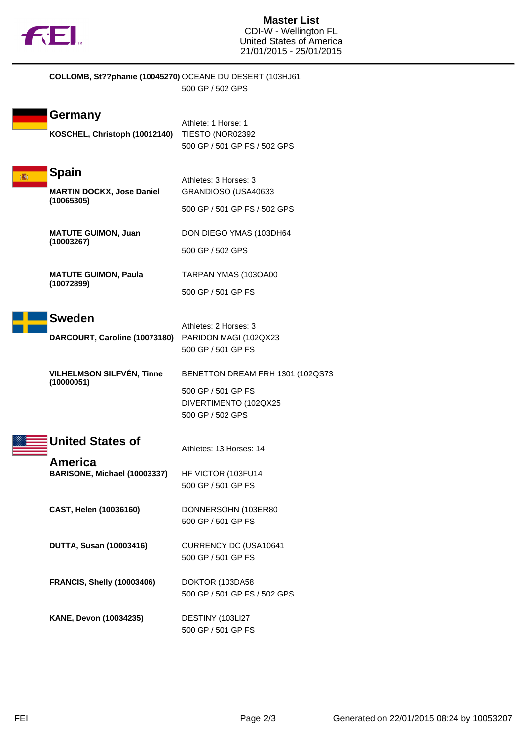**COLLOMB, St??phanie (10045270)** OCEANE DU DESERT (103HJ61

500 GP / 502 GPS

## Germany

Athlete: 1 Horse: 1

**KOSCHEL, Christoph (10012140)** TIESTO (NOR02392

500 GP / 501 GP FS / 502 GPS

## Spain

Athletes: 3 Horses: 3

**MARTIN DOCKX, Jose Daniel (10065305)** GRANDIOSO (USA40633

500 GP / 501 GP FS / 502 GPS

**MATUTE GUIMON, Juan (10003267)** DON DIEGO YMAS (103DH64

500 GP / 502 GPS

**MATUTE GUIMON, Paula (10072899)** TARPAN YMAS (103OA00

500 GP / 501 GP FS

## Sweden

Athletes: 2 Horses: 3

**DARCOURT, Caroline (10073180)** PARIDON MAGI (102QX23

500 GP / 501 GP FS

**VILHELMSON SILFVÉN, Tinne (10000051)** BENETTON DREAM FRH 1301 (102QS73

500 GP / 501 GP FS

DIVERTIMENTO (102QX25

500 GP / 502 GPS

## United States of America

Athletes: 13 Horses: 14

**BARISONE, Michael (10003337)** HF VICTOR (103FU14

500 GP / 501 GP FS

**CAST, Helen (10036160)** DONNERSOHN (103ER80

500 GP / 501 GP FS

**DUTTA, Susan (10003416)** CURRENCY DC (USA10641

500 GP / 501 GP FS

**FRANCIS, Shelly (10003406)** DOKTOR (103DA58

500 GP / 501 GP FS / 502 GPS

**KANE, Devon (10034235)** DESTINY (103LI27

500 GP / 501 GP FS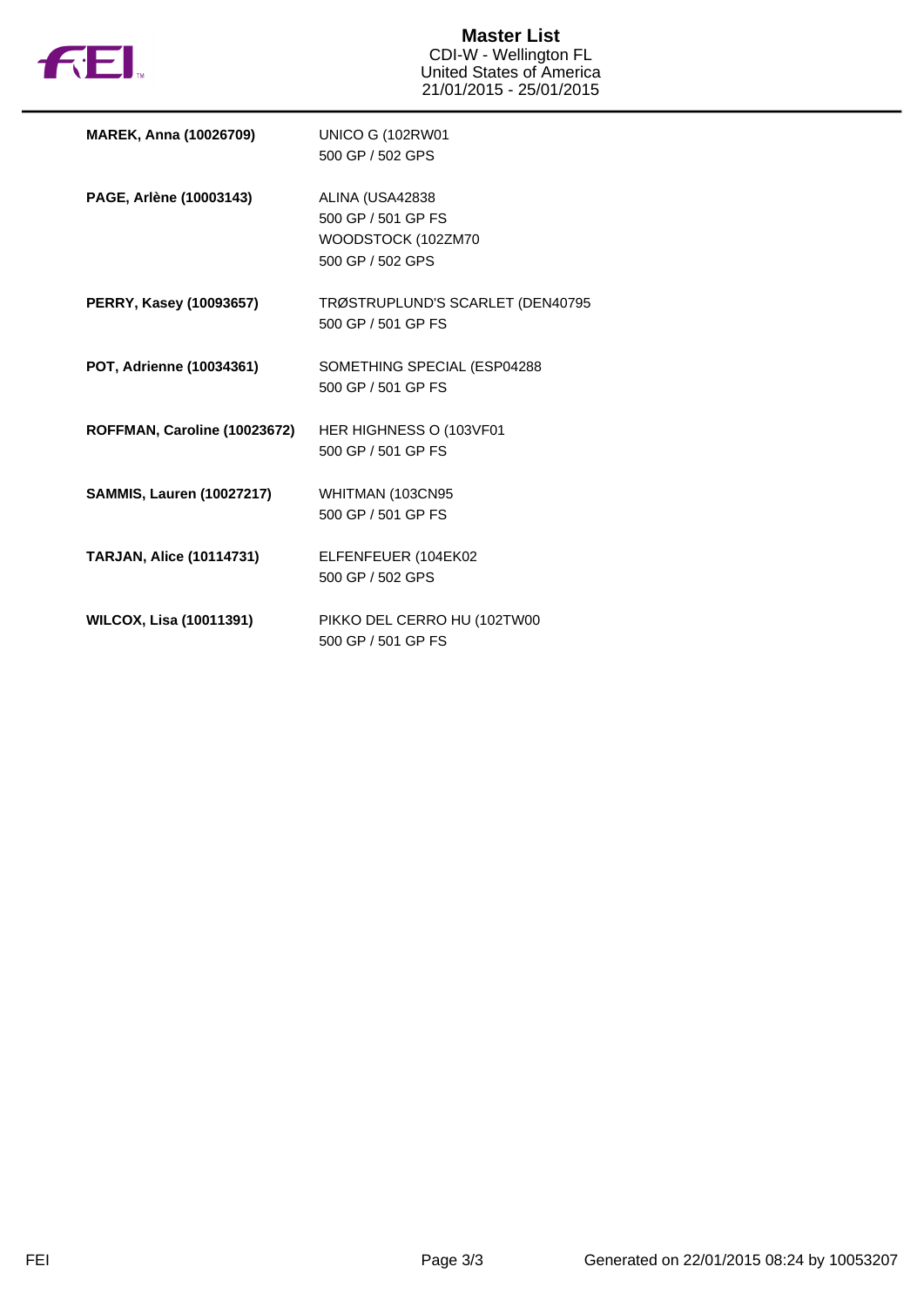# Master List

CDI-W - Wellington FL
United States of America
21/01/2015 - 25/01/2015

| | |
|---|---|
| **MAREK, Anna (10026709)** | UNICO G (102RW01<br>500 GP / 502 GPS |
| **PAGE, Arlène (10003143)** | ALINA (USA42838<br>500 GP / 501 GP FS<br>WOODSTOCK (102ZM70<br>500 GP / 502 GPS |
| **PERRY, Kasey (10093657)** | TRØSTRUPLUND'S SCARLET (DEN40795<br>500 GP / 501 GP FS |
| **POT, Adrienne (10034361)** | SOMETHING SPECIAL (ESP04288<br>500 GP / 501 GP FS |
| **ROFFMAN, Caroline (10023672)** | HER HIGHNESS O (103VF01<br>500 GP / 501 GP FS |
| **SAMMIS, Lauren (10027217)** | WHITMAN (103CN95<br>500 GP / 501 GP FS |
| **TARJAN, Alice (10114731)** | ELFENFEUER (104EK02<br>500 GP / 502 GPS |
| **WILCOX, Lisa (10011391)** | PIKKO DEL CERRO HU (102TW00<br>500 GP / 501 GP FS |

Generated on 22/01/2015 08:24 by 10053207